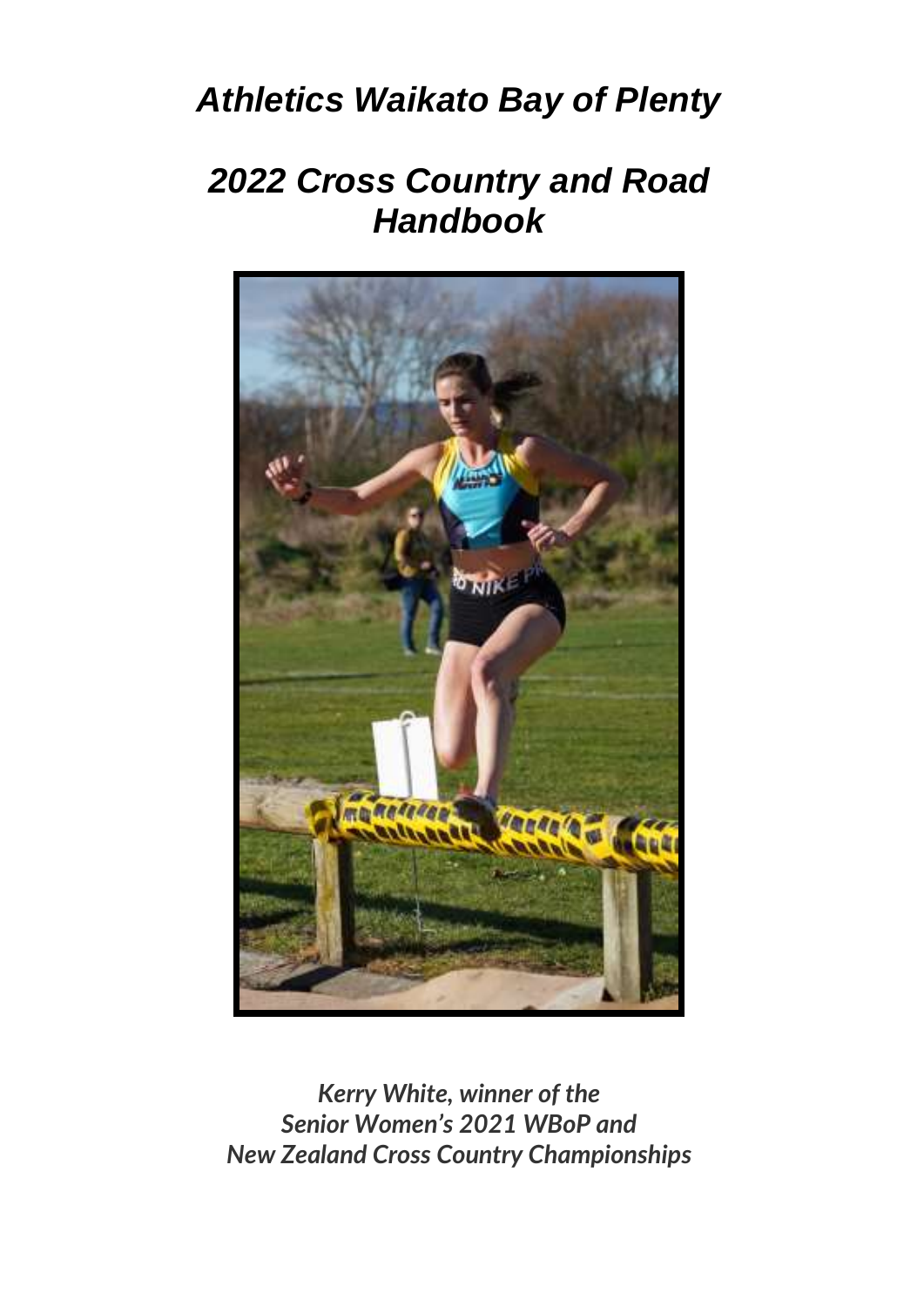# *Athletics Waikato Bay of Plenty*

# *2022 Cross Country and Road Handbook*

*Kerry White, winner of the Senior Women's 2021 WBoP and New Zealand Cross Country Championships*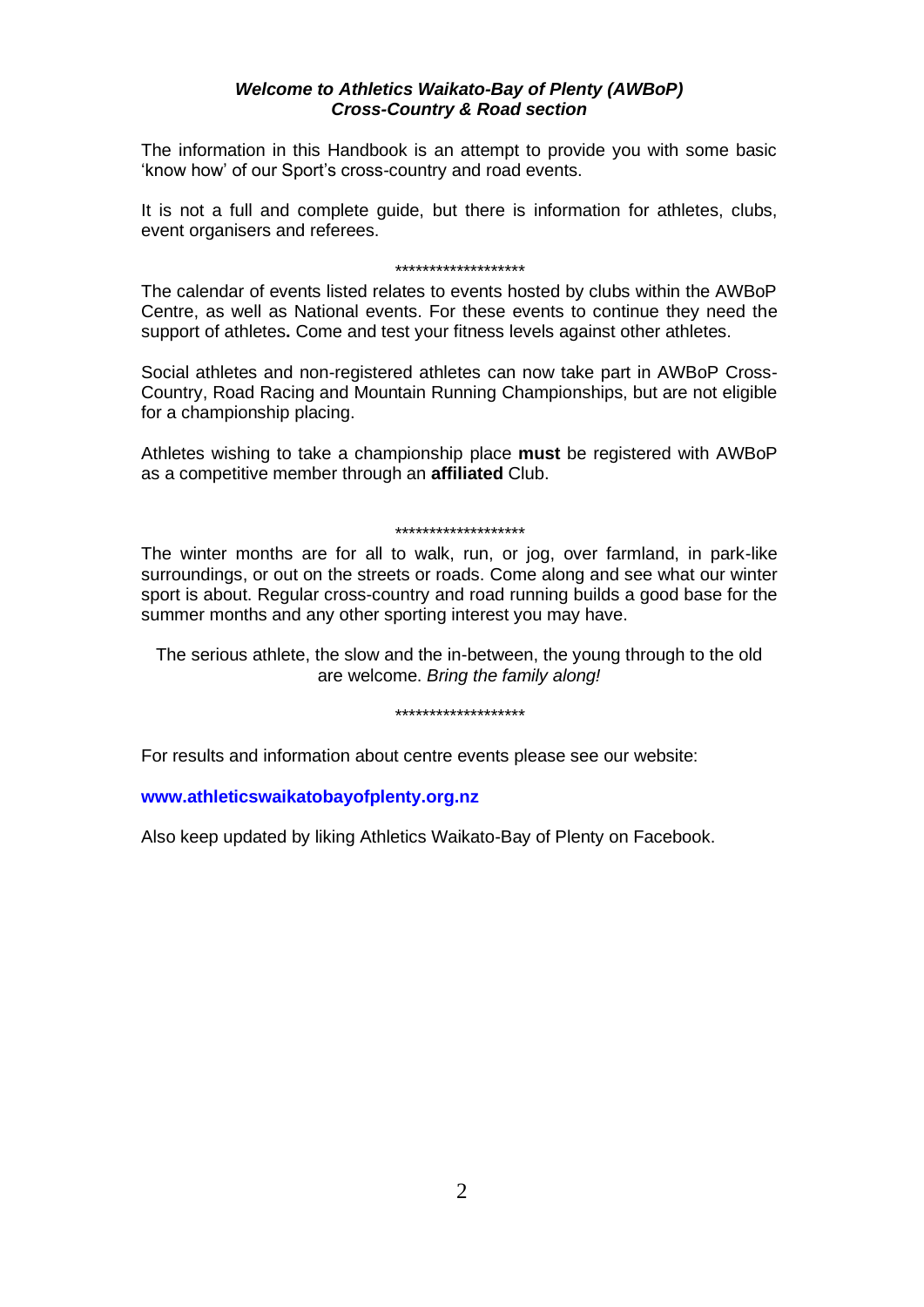***Welcome to Athletics Waikato-Bay of Plenty (AWBoP)***
***Cross-Country & Road section***

The information in this Handbook is an attempt to provide you with some basic 'know how' of our Sport's cross-country and road events.

It is not a full and complete guide, but there is information for athletes, clubs, event organisers and referees.

*******************

The calendar of events listed relates to events hosted by clubs within the AWBoP Centre, as well as National events. For these events to continue they need the support of athletes**.** Come and test your fitness levels against other athletes.

Social athletes and non-registered athletes can now take part in AWBoP Cross-Country, Road Racing and Mountain Running Championships, but are not eligible for a championship placing.

Athletes wishing to take a championship place **must** be registered with AWBoP as a competitive member through an **affiliated** Club.

*******************

The winter months are for all to walk, run, or jog, over farmland, in park-like surroundings, or out on the streets or roads. Come along and see what our winter sport is about. Regular cross-country and road running builds a good base for the summer months and any other sporting interest you may have.

The serious athlete, the slow and the in-between, the young through to the old are welcome. *Bring the family along!*

*******************

For results and information about centre events please see our website:

**www.athleticswaikatobayofplenty.org.nz**

Also keep updated by liking Athletics Waikato-Bay of Plenty on Facebook.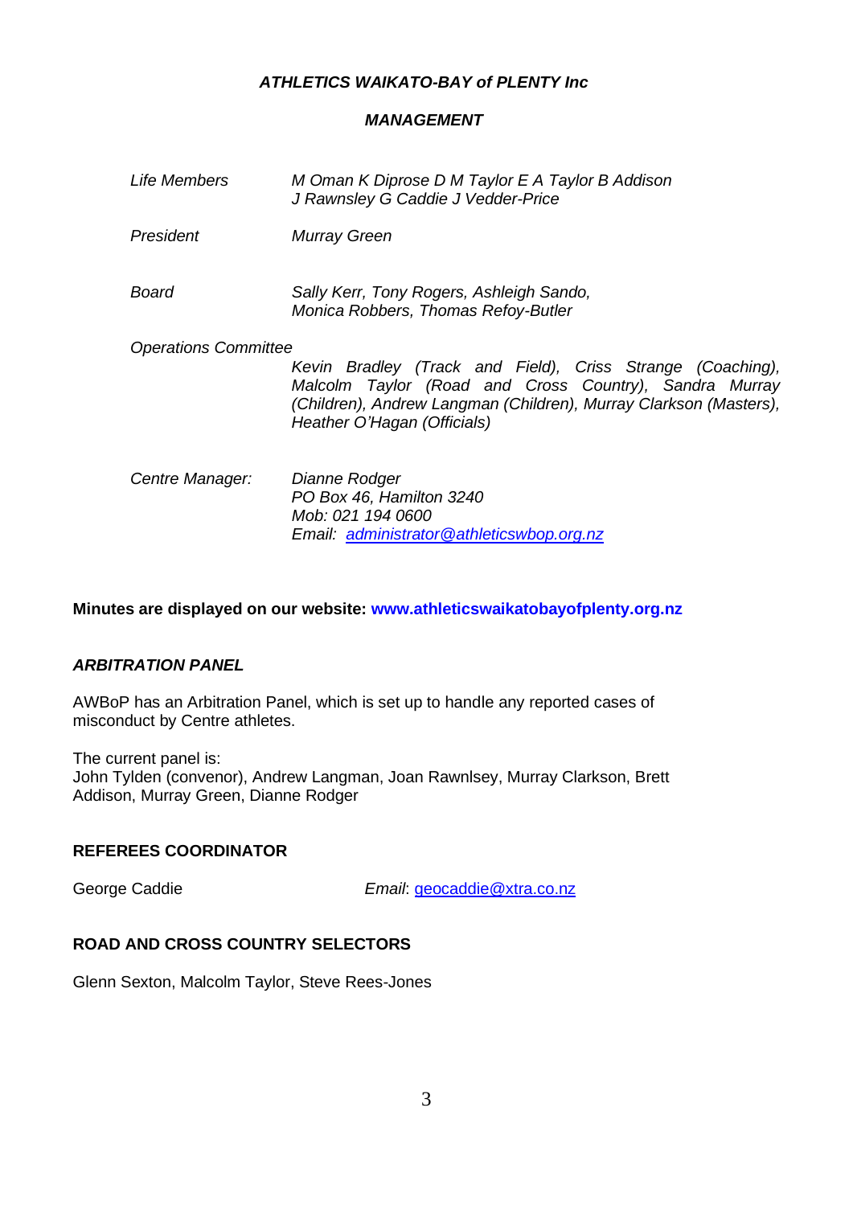## *ATHLETICS WAIKATO-BAY of PLENTY Inc*

### *MANAGEMENT*

*Life Members* — *M Oman K Diprose D M Taylor E A Taylor B Addison J Rawnsley G Caddie J Vedder-Price*

*President* — *Murray Green*

*Board* — *Sally Kerr, Tony Rogers, Ashleigh Sando, Monica Robbers, Thomas Refoy-Butler*

*Operations Committee*

*Kevin Bradley (Track and Field), Criss Strange (Coaching), Malcolm Taylor (Road and Cross Country), Sandra Murray (Children), Andrew Langman (Children), Murray Clarkson (Masters), Heather O'Hagan (Officials)*

*Centre Manager:* — *Dianne Rodger*
*PO Box 46, Hamilton 3240*
*Mob: 021 194 0600*
*Email: administrator@athleticswbop.org.nz*

**Minutes are displayed on our website: www.athleticswaikatobayofplenty.org.nz**

### *ARBITRATION PANEL*

AWBoP has an Arbitration Panel, which is set up to handle any reported cases of misconduct by Centre athletes.

The current panel is:
John Tylden (convenor), Andrew Langman, Joan Rawnlsey, Murray Clarkson, Brett Addison, Murray Green, Dianne Rodger

### REFEREES COORDINATOR

George Caddie — *Email*: geocaddie@xtra.co.nz

### ROAD AND CROSS COUNTRY SELECTORS

Glenn Sexton, Malcolm Taylor, Steve Rees-Jones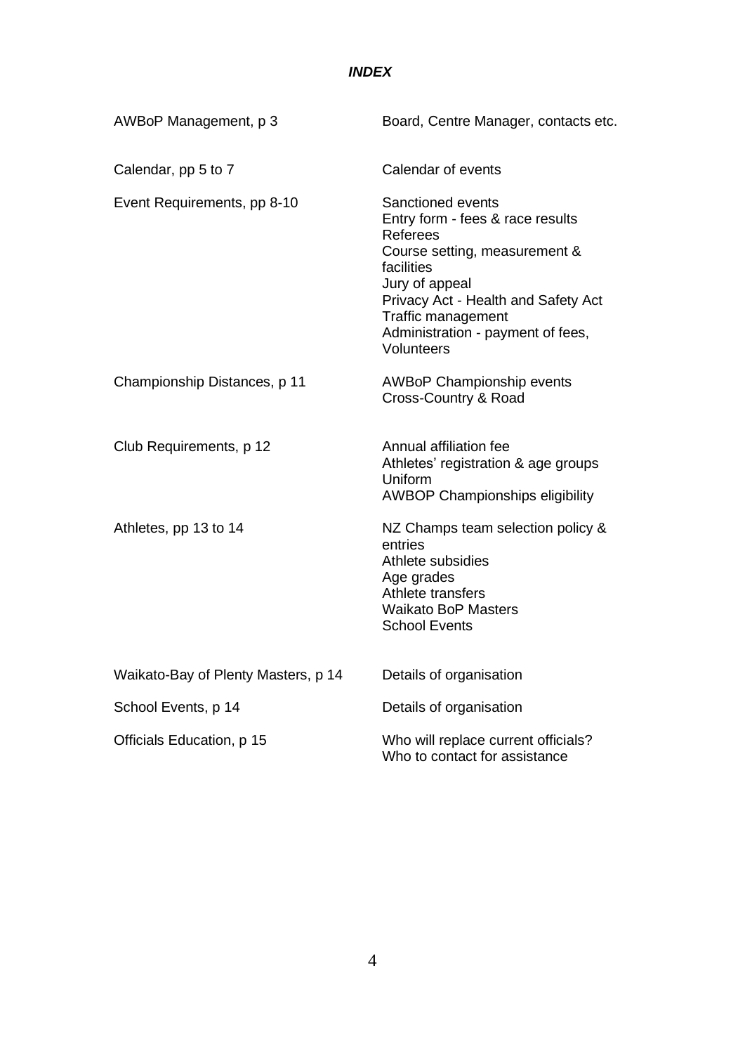# *INDEX*

| | |
|---|---|
| AWBoP Management, p 3 | Board, Centre Manager, contacts etc. |
| Calendar, pp 5 to 7 | Calendar of events |
| Event Requirements, pp 8-10 | Sanctioned events<br>Entry form - fees & race results<br>Referees<br>Course setting, measurement & facilities<br>Jury of appeal<br>Privacy Act - Health and Safety Act<br>Traffic management<br>Administration - payment of fees, Volunteers |
| Championship Distances, p 11 | AWBoP Championship events<br>Cross-Country & Road |
| Club Requirements, p 12 | Annual affiliation fee<br>Athletes' registration & age groups<br>Uniform<br>AWBOP Championships eligibility |
| Athletes, pp 13 to 14 | NZ Champs team selection policy & entries<br>Athlete subsidies<br>Age grades<br>Athlete transfers<br>Waikato BoP Masters<br>School Events |
| Waikato-Bay of Plenty Masters, p 14 | Details of organisation |
| School Events, p 14 | Details of organisation |
| Officials Education, p 15 | Who will replace current officials?<br>Who to contact for assistance |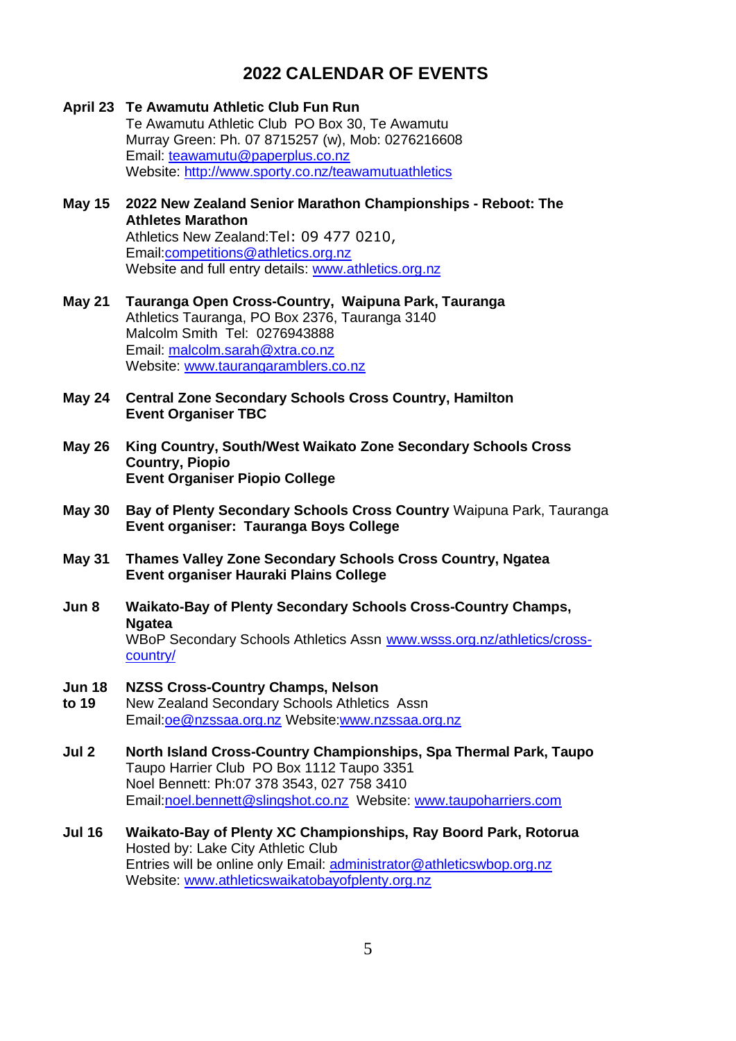## 2022 CALENDAR OF EVENTS

**April 23 Te Awamutu Athletic Club Fun Run**
Te Awamutu Athletic Club PO Box 30, Te Awamutu
Murray Green: Ph. 07 8715257 (w), Mob: 0276216608
Email: teawamutu@paperplus.co.nz
Website: http://www.sporty.co.nz/teawamutuathletics

**May 15 2022 New Zealand Senior Marathon Championships - Reboot: The Athletes Marathon**
Athletics New Zealand:Tel: 09 477 0210,
Email:competitions@athletics.org.nz
Website and full entry details: www.athletics.org.nz

**May 21 Tauranga Open Cross-Country, Waipuna Park, Tauranga**
Athletics Tauranga, PO Box 2376, Tauranga 3140
Malcolm Smith Tel: 0276943888
Email: malcolm.sarah@xtra.co.nz
Website: www.taurangaramblers.co.nz

**May 24 Central Zone Secondary Schools Cross Country, Hamilton**
**Event Organiser TBC**

**May 26 King Country, South/West Waikato Zone Secondary Schools Cross Country, Piopio**
**Event Organiser Piopio College**

**May 30 Bay of Plenty Secondary Schools Cross Country** Waipuna Park, Tauranga
**Event organiser: Tauranga Boys College**

**May 31 Thames Valley Zone Secondary Schools Cross Country, Ngatea**
**Event organiser Hauraki Plains College**

**Jun 8 Waikato-Bay of Plenty Secondary Schools Cross-Country Champs, Ngatea**
WBoP Secondary Schools Athletics Assn www.wsss.org.nz/athletics/cross-country/

**Jun 18 to 19 NZSS Cross-Country Champs, Nelson**
New Zealand Secondary Schools Athletics Assn
Email:oe@nzssaa.org.nz Website:www.nzssaa.org.nz

**Jul 2 North Island Cross-Country Championships, Spa Thermal Park, Taupo**
Taupo Harrier Club PO Box 1112 Taupo 3351
Noel Bennett: Ph:07 378 3543, 027 758 3410
Email:noel.bennett@slingshot.co.nz Website: www.taupoharriers.com

**Jul 16 Waikato-Bay of Plenty XC Championships, Ray Boord Park, Rotorua**
Hosted by: Lake City Athletic Club
Entries will be online only Email: administrator@athleticswbop.org.nz
Website: www.athleticswaikatobayofplenty.org.nz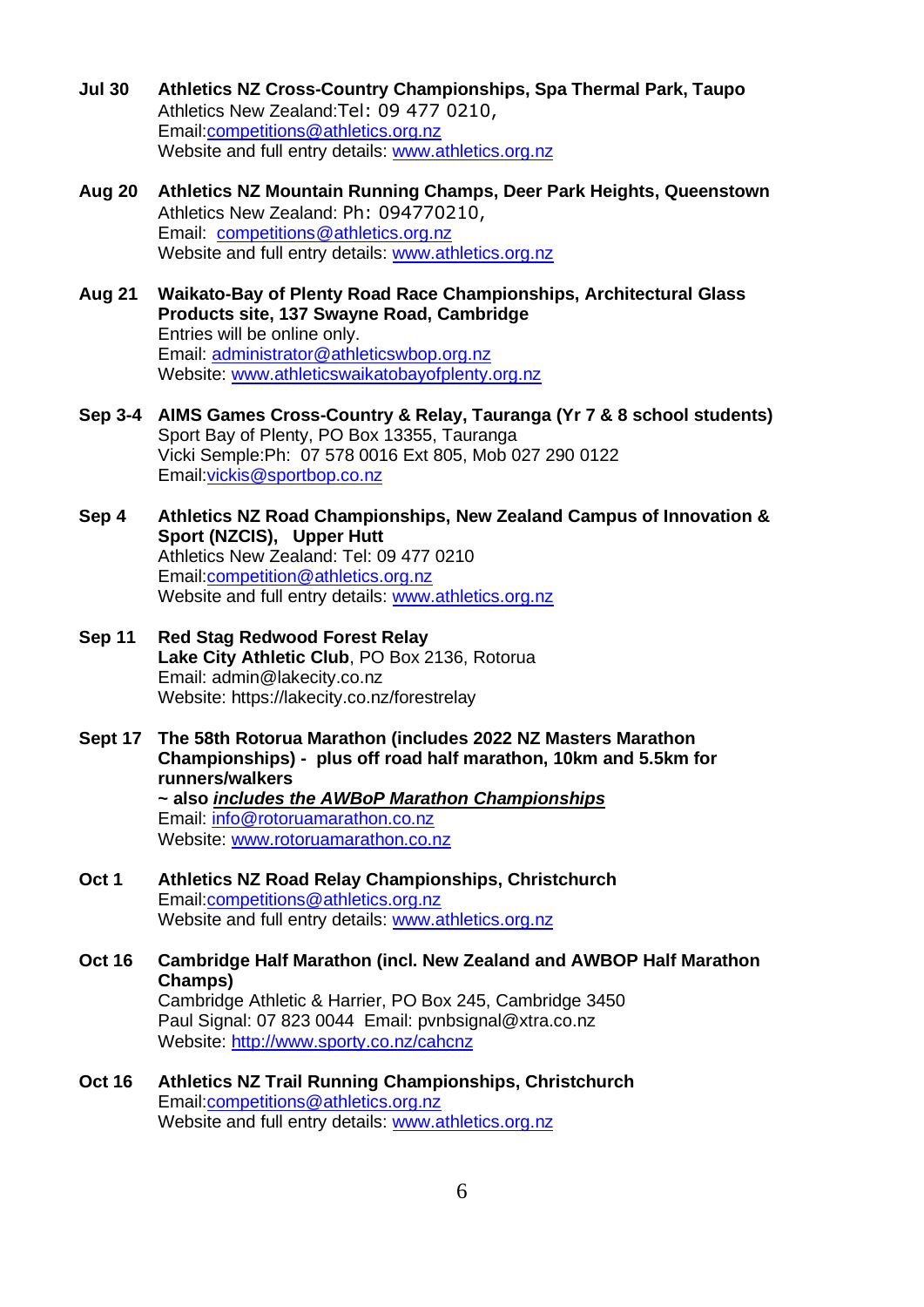**Jul 30** **Athletics NZ Cross-Country Championships, Spa Thermal Park, Taupo**
Athletics New Zealand:Tel: 09 477 0210,
Email:competitions@athletics.org.nz
Website and full entry details: www.athletics.org.nz

**Aug 20** **Athletics NZ Mountain Running Champs, Deer Park Heights, Queenstown**
Athletics New Zealand: Ph: 094770210,
Email: competitions@athletics.org.nz
Website and full entry details: www.athletics.org.nz

**Aug 21** **Waikato-Bay of Plenty Road Race Championships, Architectural Glass Products site, 137 Swayne Road, Cambridge**
Entries will be online only.
Email: administrator@athleticswbop.org.nz
Website: www.athleticswaikatobayofplenty.org.nz

**Sep 3-4** **AIMS Games Cross-Country & Relay, Tauranga (Yr 7 & 8 school students)**
Sport Bay of Plenty, PO Box 13355, Tauranga
Vicki Semple:Ph: 07 578 0016 Ext 805, Mob 027 290 0122
Email:vickis@sportbop.co.nz

**Sep 4** **Athletics NZ Road Championships, New Zealand Campus of Innovation & Sport (NZCIS), Upper Hutt**
Athletics New Zealand: Tel: 09 477 0210
Email:competition@athletics.org.nz
Website and full entry details: www.athletics.org.nz

**Sep 11** **Red Stag Redwood Forest Relay**
**Lake City Athletic Club**, PO Box 2136, Rotorua
Email: admin@lakecity.co.nz
Website: https://lakecity.co.nz/forestrelay

**Sept 17** **The 58th Rotorua Marathon (includes 2022 NZ Masters Marathon Championships) - plus off road half marathon, 10km and 5.5km for runners/walkers**
**~ also *includes the AWBoP Marathon Championships***
Email: info@rotoruamarathon.co.nz
Website: www.rotoruamarathon.co.nz

**Oct 1** **Athletics NZ Road Relay Championships, Christchurch**
Email:competitions@athletics.org.nz
Website and full entry details: www.athletics.org.nz

**Oct 16** **Cambridge Half Marathon (incl. New Zealand and AWBOP Half Marathon Champs)**
Cambridge Athletic & Harrier, PO Box 245, Cambridge 3450
Paul Signal: 07 823 0044 Email: pvnbsignal@xtra.co.nz
Website: http://www.sporty.co.nz/cahcnz

**Oct 16** **Athletics NZ Trail Running Championships, Christchurch**
Email:competitions@athletics.org.nz
Website and full entry details: www.athletics.org.nz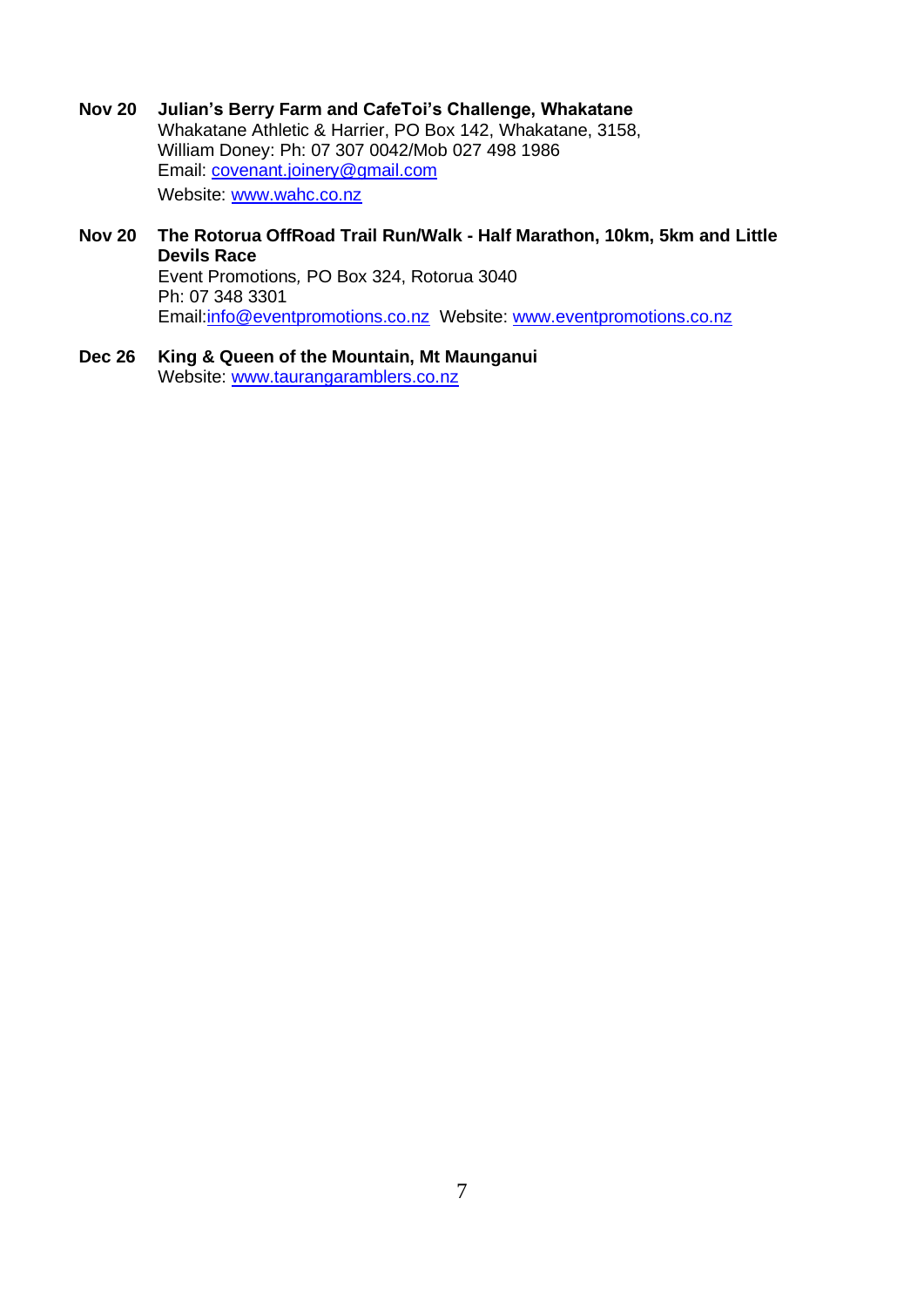**Nov 20** **Julian's Berry Farm and CafeToi's Challenge, Whakatane**
Whakatane Athletic & Harrier, PO Box 142, Whakatane, 3158,
William Doney: Ph: 07 307 0042/Mob 027 498 1986
Email: covenant.joinery@gmail.com
Website: www.wahc.co.nz

**Nov 20** **The Rotorua OffRoad Trail Run/Walk - Half Marathon, 10km, 5km and Little Devils Race**
Event Promotions, PO Box 324, Rotorua 3040
Ph: 07 348 3301
Email:info@eventpromotions.co.nz Website: www.eventpromotions.co.nz

**Dec 26** **King & Queen of the Mountain, Mt Maunganui**
Website: www.taurangaramblers.co.nz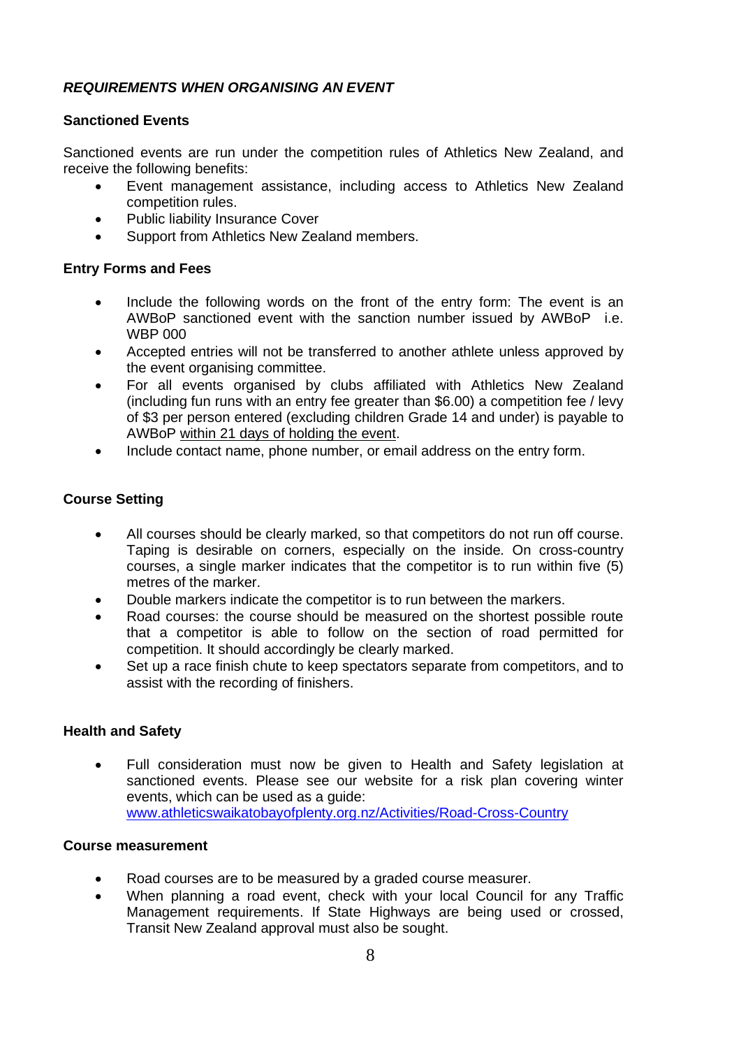## *REQUIREMENTS WHEN ORGANISING AN EVENT*

### Sanctioned Events

Sanctioned events are run under the competition rules of Athletics New Zealand, and receive the following benefits:

- Event management assistance, including access to Athletics New Zealand competition rules.
- Public liability Insurance Cover
- Support from Athletics New Zealand members.

### Entry Forms and Fees

- Include the following words on the front of the entry form: The event is an AWBoP sanctioned event with the sanction number issued by AWBoP i.e. WBP 000
- Accepted entries will not be transferred to another athlete unless approved by the event organising committee.
- For all events organised by clubs affiliated with Athletics New Zealand (including fun runs with an entry fee greater than $6.00) a competition fee / levy of $3 per person entered (excluding children Grade 14 and under) is payable to AWBoP within 21 days of holding the event.
- Include contact name, phone number, or email address on the entry form.

### Course Setting

- All courses should be clearly marked, so that competitors do not run off course. Taping is desirable on corners, especially on the inside. On cross-country courses, a single marker indicates that the competitor is to run within five (5) metres of the marker.
- Double markers indicate the competitor is to run between the markers.
- Road courses: the course should be measured on the shortest possible route that a competitor is able to follow on the section of road permitted for competition. It should accordingly be clearly marked.
- Set up a race finish chute to keep spectators separate from competitors, and to assist with the recording of finishers.

### Health and Safety

- Full consideration must now be given to Health and Safety legislation at sanctioned events. Please see our website for a risk plan covering winter events, which can be used as a guide: www.athleticswaikatobayofplenty.org.nz/Activities/Road-Cross-Country

### Course measurement

- Road courses are to be measured by a graded course measurer.
- When planning a road event, check with your local Council for any Traffic Management requirements. If State Highways are being used or crossed, Transit New Zealand approval must also be sought.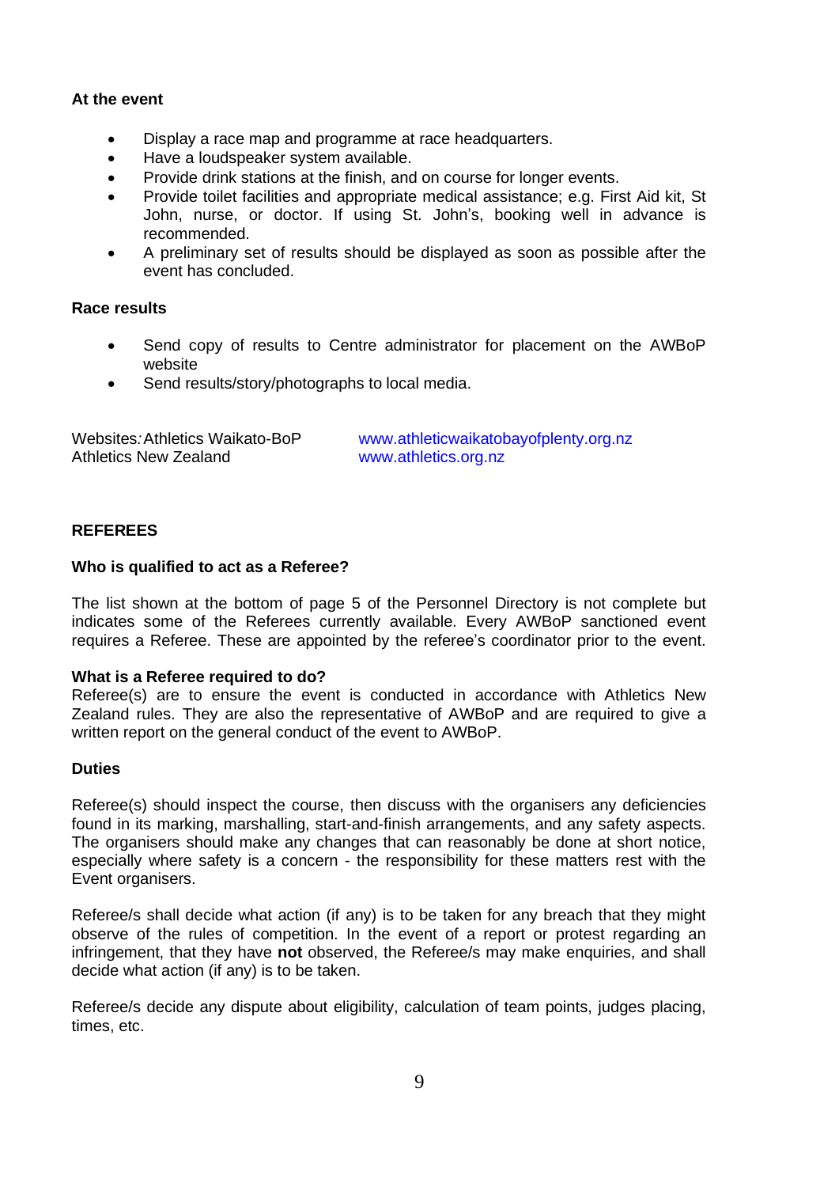**At the event**

- Display a race map and programme at race headquarters.
- Have a loudspeaker system available.
- Provide drink stations at the finish, and on course for longer events.
- Provide toilet facilities and appropriate medical assistance; e.g. First Aid kit, St John, nurse, or doctor. If using St. John's, booking well in advance is recommended.
- A preliminary set of results should be displayed as soon as possible after the event has concluded.

**Race results**

- Send copy of results to Centre administrator for placement on the AWBoP website
- Send results/story/photographs to local media.

| | |
|---|---|
| Websites: Athletics Waikato-BoP | www.athleticwaikatobayofplenty.org.nz |
| Athletics New Zealand | www.athletics.org.nz |

## REFEREES

**Who is qualified to act as a Referee?**

The list shown at the bottom of page 5 of the Personnel Directory is not complete but indicates some of the Referees currently available. Every AWBoP sanctioned event requires a Referee. These are appointed by the referee's coordinator prior to the event.

**What is a Referee required to do?**
Referee(s) are to ensure the event is conducted in accordance with Athletics New Zealand rules. They are also the representative of AWBoP and are required to give a written report on the general conduct of the event to AWBoP.

**Duties**

Referee(s) should inspect the course, then discuss with the organisers any deficiencies found in its marking, marshalling, start-and-finish arrangements, and any safety aspects. The organisers should make any changes that can reasonably be done at short notice, especially where safety is a concern - the responsibility for these matters rest with the Event organisers.

Referee/s shall decide what action (if any) is to be taken for any breach that they might observe of the rules of competition. In the event of a report or protest regarding an infringement, that they have **not** observed, the Referee/s may make enquiries, and shall decide what action (if any) is to be taken.

Referee/s decide any dispute about eligibility, calculation of team points, judges placing, times, etc.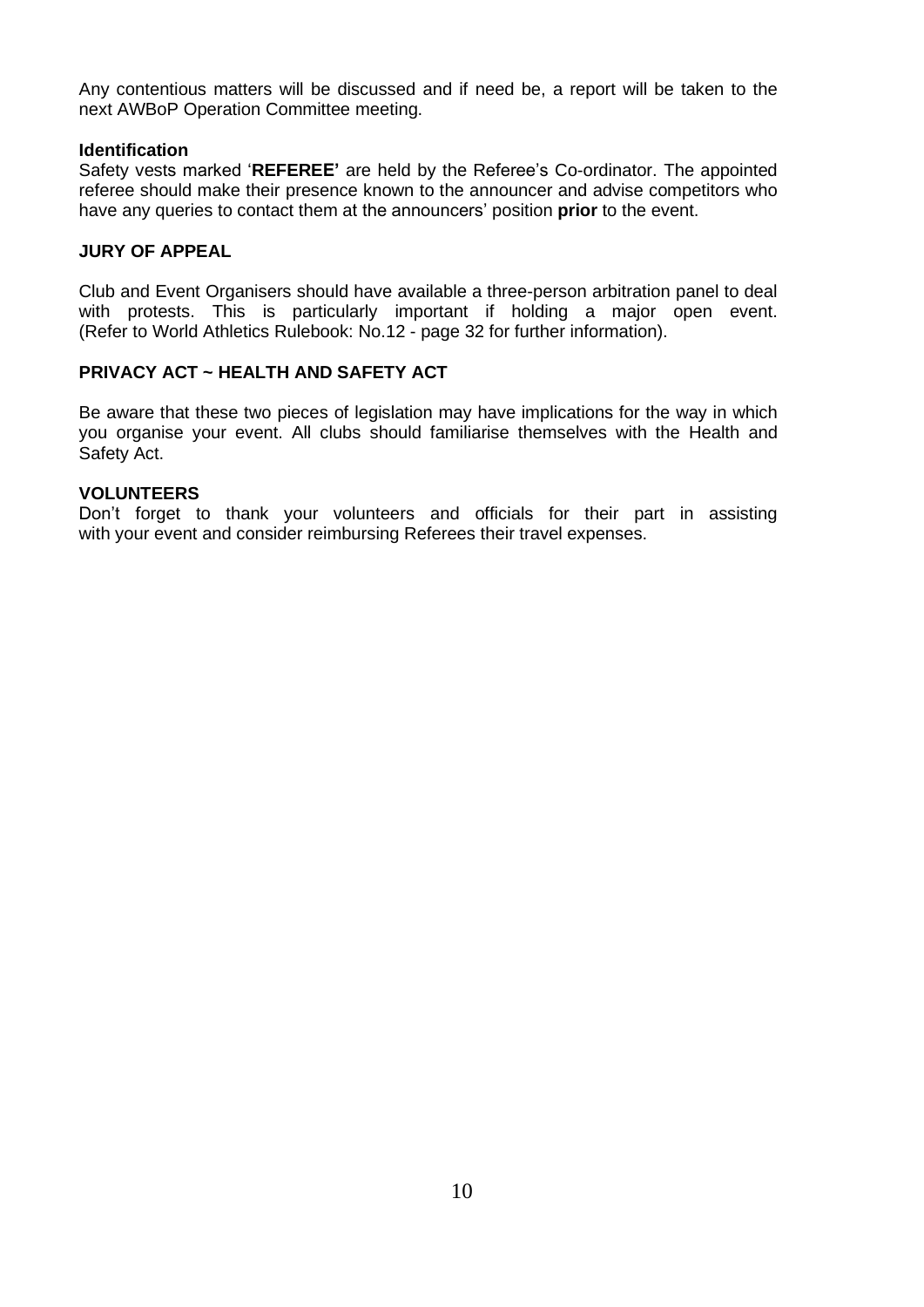Any contentious matters will be discussed and if need be, a report will be taken to the next AWBoP Operation Committee meeting.

**Identification**

Safety vests marked '**REFEREE'** are held by the Referee's Co-ordinator. The appointed referee should make their presence known to the announcer and advise competitors who have any queries to contact them at the announcers' position **prior** to the event.

**JURY OF APPEAL**

Club and Event Organisers should have available a three-person arbitration panel to deal with protests. This is particularly important if holding a major open event. (Refer to World Athletics Rulebook: No.12 - page 32 for further information).

**PRIVACY ACT ~ HEALTH AND SAFETY ACT**

Be aware that these two pieces of legislation may have implications for the way in which you organise your event. All clubs should familiarise themselves with the Health and Safety Act.

**VOLUNTEERS**

Don't forget to thank your volunteers and officials for their part in assisting with your event and consider reimbursing Referees their travel expenses.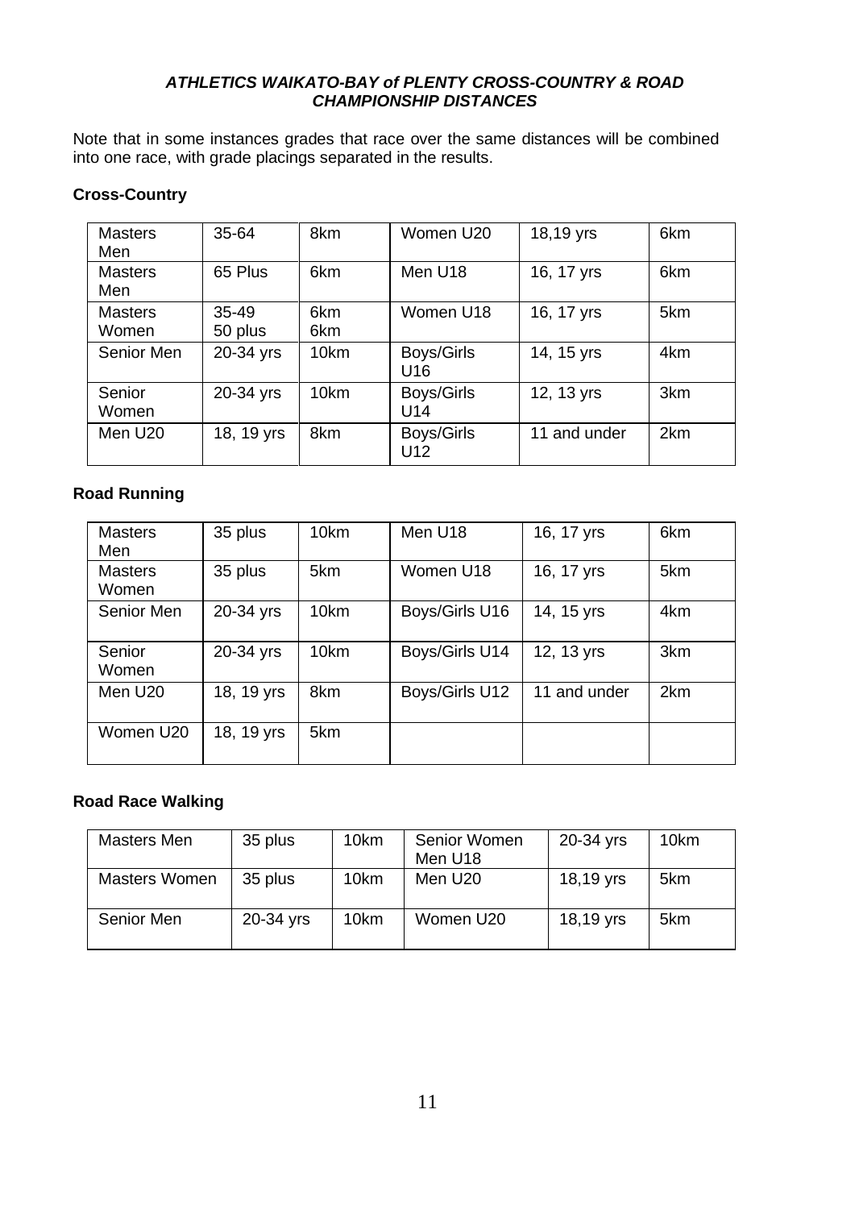### *ATHLETICS WAIKATO-BAY of PLENTY CROSS-COUNTRY & ROAD CHAMPIONSHIP DISTANCES*

Note that in some instances grades that race over the same distances will be combined into one race, with grade placings separated in the results.

**Cross-Country**

| | | | | | |
|---|---|---|---|---|---|
| Masters Men | 35-64 | 8km | Women U20 | 18,19 yrs | 6km |
| Masters Men | 65 Plus | 6km | Men U18 | 16, 17 yrs | 6km |
| Masters Women | 35-49<br>50 plus | 6km<br>6km | Women U18 | 16, 17 yrs | 5km |
| Senior Men | 20-34 yrs | 10km | Boys/Girls U16 | 14, 15 yrs | 4km |
| Senior Women | 20-34 yrs | 10km | Boys/Girls U14 | 12, 13 yrs | 3km |
| Men U20 | 18, 19 yrs | 8km | Boys/Girls U12 | 11 and under | 2km |

**Road Running**

| | | | | | |
|---|---|---|---|---|---|
| Masters Men | 35 plus | 10km | Men U18 | 16, 17 yrs | 6km |
| Masters Women | 35 plus | 5km | Women U18 | 16, 17 yrs | 5km |
| Senior Men | 20-34 yrs | 10km | Boys/Girls U16 | 14, 15 yrs | 4km |
| Senior Women | 20-34 yrs | 10km | Boys/Girls U14 | 12, 13 yrs | 3km |
| Men U20 | 18, 19 yrs | 8km | Boys/Girls U12 | 11 and under | 2km |
| Women U20 | 18, 19 yrs | 5km | | | |

**Road Race Walking**

| | | | | | |
|---|---|---|---|---|---|
| Masters Men | 35 plus | 10km | Senior Women<br>Men U18 | 20-34 yrs | 10km |
| Masters Women | 35 plus | 10km | Men U20 | 18,19 yrs | 5km |
| Senior Men | 20-34 yrs | 10km | Women U20 | 18,19 yrs | 5km |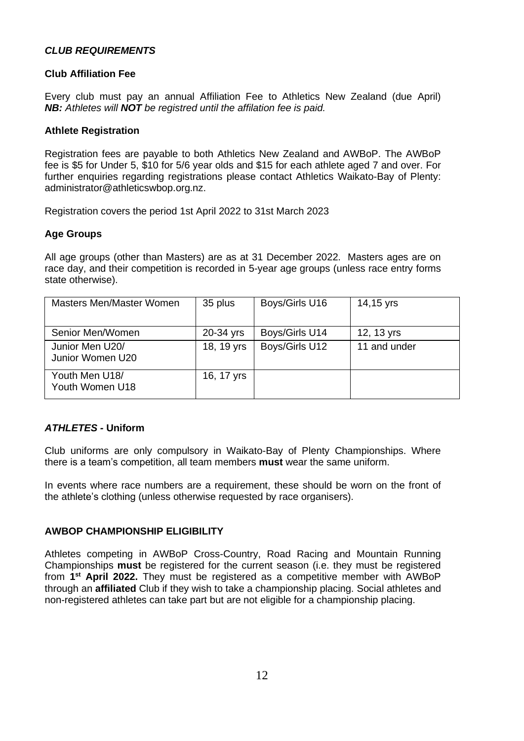### *CLUB REQUIREMENTS*

#### Club Affiliation Fee

Every club must pay an annual Affiliation Fee to Athletics New Zealand (due April) ***NB:*** *Athletes will* ***NOT*** *be registred until the affilation fee is paid.*

#### Athlete Registration

Registration fees are payable to both Athletics New Zealand and AWBoP. The AWBoP fee is $5 for Under 5, $10 for 5/6 year olds and $15 for each athlete aged 7 and over. For further enquiries regarding registrations please contact Athletics Waikato-Bay of Plenty: administrator@athleticswbop.org.nz.

Registration covers the period 1st April 2022 to 31st March 2023

#### Age Groups

All age groups (other than Masters) are as at 31 December 2022. Masters ages are on race day, and their competition is recorded in 5-year age groups (unless race entry forms state otherwise).

| | | | |
|---|---|---|---|
| Masters Men/Master Women | 35 plus | Boys/Girls U16 | 14,15 yrs |
| Senior Men/Women | 20-34 yrs | Boys/Girls U14 | 12, 13 yrs |
| Junior Men U20/ Junior Women U20 | 18, 19 yrs | Boys/Girls U12 | 11 and under |
| Youth Men U18/ Youth Women U18 | 16, 17 yrs | | |

### *ATHLETES* - Uniform

Club uniforms are only compulsory in Waikato-Bay of Plenty Championships. Where there is a team's competition, all team members **must** wear the same uniform.

In events where race numbers are a requirement, these should be worn on the front of the athlete's clothing (unless otherwise requested by race organisers).

### AWBOP CHAMPIONSHIP ELIGIBILITY

Athletes competing in AWBoP Cross-Country, Road Racing and Mountain Running Championships **must** be registered for the current season (i.e. they must be registered from **1st April 2022.** They must be registered as a competitive member with AWBoP through an **affiliated** Club if they wish to take a championship placing. Social athletes and non-registered athletes can take part but are not eligible for a championship placing.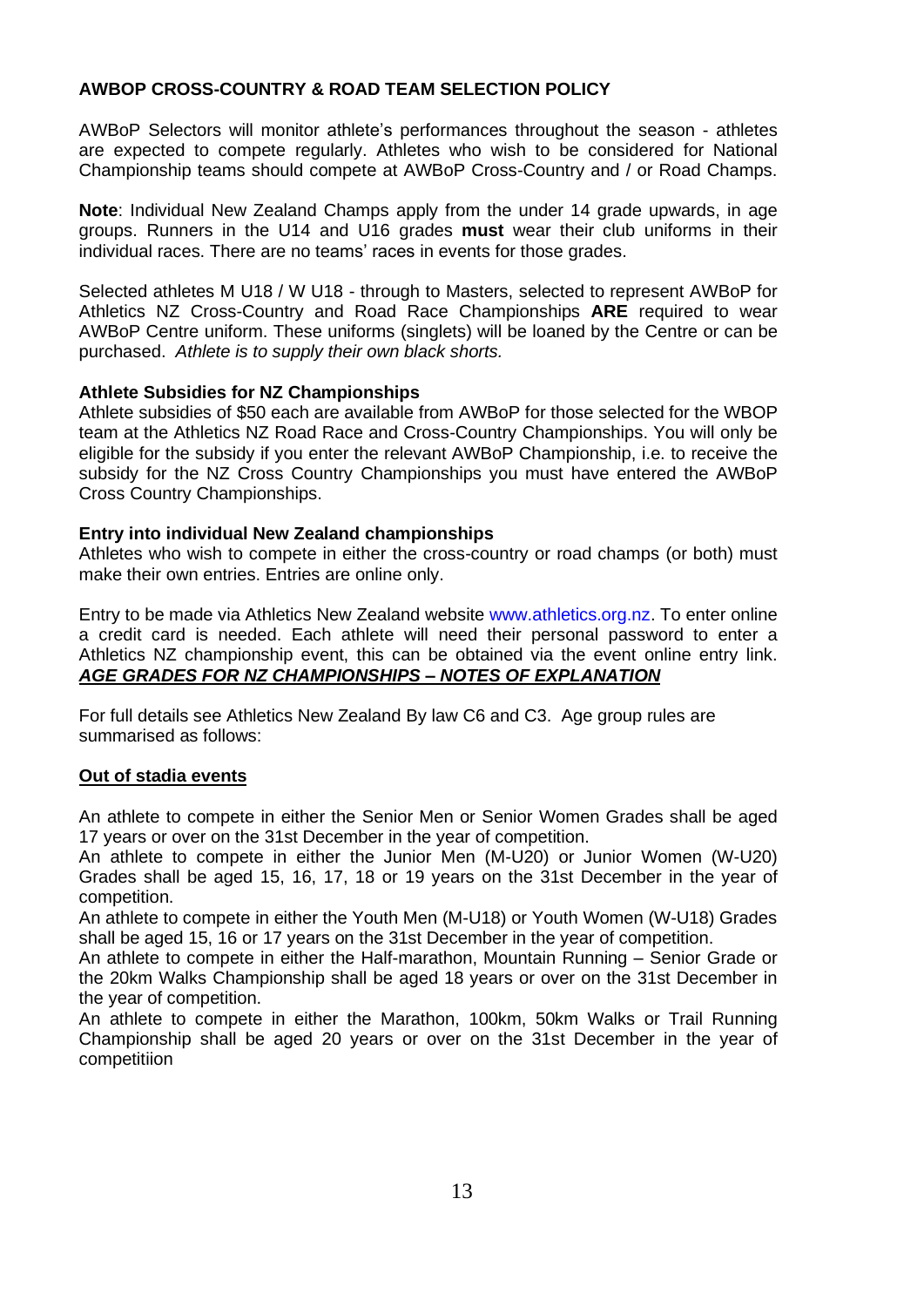## AWBOP CROSS-COUNTRY & ROAD TEAM SELECTION POLICY

AWBoP Selectors will monitor athlete's performances throughout the season - athletes are expected to compete regularly. Athletes who wish to be considered for National Championship teams should compete at AWBoP Cross-Country and / or Road Champs.

**Note**: Individual New Zealand Champs apply from the under 14 grade upwards, in age groups. Runners in the U14 and U16 grades **must** wear their club uniforms in their individual races. There are no teams' races in events for those grades.

Selected athletes M U18 / W U18 - through to Masters, selected to represent AWBoP for Athletics NZ Cross-Country and Road Race Championships **ARE** required to wear AWBoP Centre uniform. These uniforms (singlets) will be loaned by the Centre or can be purchased. *Athlete is to supply their own black shorts.*

### Athlete Subsidies for NZ Championships

Athlete subsidies of $50 each are available from AWBoP for those selected for the WBOP team at the Athletics NZ Road Race and Cross-Country Championships. You will only be eligible for the subsidy if you enter the relevant AWBoP Championship, i.e. to receive the subsidy for the NZ Cross Country Championships you must have entered the AWBoP Cross Country Championships.

### Entry into individual New Zealand championships

Athletes who wish to compete in either the cross-country or road champs (or both) must make their own entries. Entries are online only.

Entry to be made via Athletics New Zealand website www.athletics.org.nz. To enter online a credit card is needed. Each athlete will need their personal password to enter a Athletics NZ championship event, this can be obtained via the event online entry link.

***AGE GRADES FOR NZ CHAMPIONSHIPS – NOTES OF EXPLANATION***

For full details see Athletics New Zealand By law C6 and C3. Age group rules are summarised as follows:

**Out of stadia events**

An athlete to compete in either the Senior Men or Senior Women Grades shall be aged 17 years or over on the 31st December in the year of competition.

An athlete to compete in either the Junior Men (M-U20) or Junior Women (W-U20) Grades shall be aged 15, 16, 17, 18 or 19 years on the 31st December in the year of competition.

An athlete to compete in either the Youth Men (M-U18) or Youth Women (W-U18) Grades shall be aged 15, 16 or 17 years on the 31st December in the year of competition.

An athlete to compete in either the Half-marathon, Mountain Running – Senior Grade or the 20km Walks Championship shall be aged 18 years or over on the 31st December in the year of competition.

An athlete to compete in either the Marathon, 100km, 50km Walks or Trail Running Championship shall be aged 20 years or over on the 31st December in the year of competitiion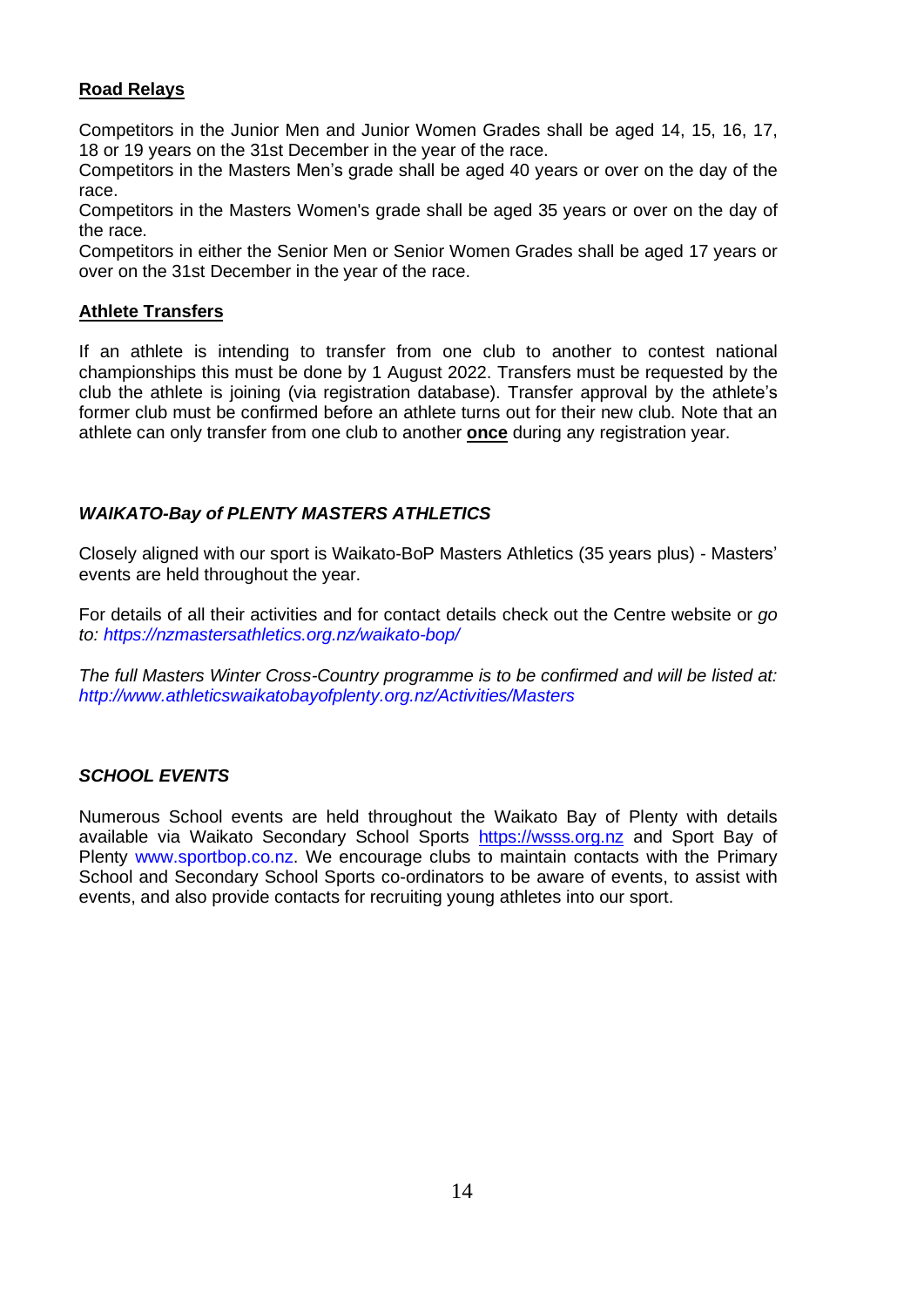## Road Relays

Competitors in the Junior Men and Junior Women Grades shall be aged 14, 15, 16, 17, 18 or 19 years on the 31st December in the year of the race.
Competitors in the Masters Men's grade shall be aged 40 years or over on the day of the race.
Competitors in the Masters Women's grade shall be aged 35 years or over on the day of the race.
Competitors in either the Senior Men or Senior Women Grades shall be aged 17 years or over on the 31st December in the year of the race.

## Athlete Transfers

If an athlete is intending to transfer from one club to another to contest national championships this must be done by 1 August 2022. Transfers must be requested by the club the athlete is joining (via registration database). Transfer approval by the athlete's former club must be confirmed before an athlete turns out for their new club. Note that an athlete can only transfer from one club to another **once** during any registration year.

## *WAIKATO-Bay of PLENTY MASTERS ATHLETICS*

Closely aligned with our sport is Waikato-BoP Masters Athletics (35 years plus) - Masters' events are held throughout the year.

For details of all their activities and for contact details check out the Centre website or *go to: https://nzmastersathletics.org.nz/waikato-bop/*

*The full Masters Winter Cross-Country programme is to be confirmed and will be listed at: http://www.athleticswaikatobayofplenty.org.nz/Activities/Masters*

## *SCHOOL EVENTS*

Numerous School events are held throughout the Waikato Bay of Plenty with details available via Waikato Secondary School Sports https://wsss.org.nz and Sport Bay of Plenty www.sportbop.co.nz. We encourage clubs to maintain contacts with the Primary School and Secondary School Sports co-ordinators to be aware of events, to assist with events, and also provide contacts for recruiting young athletes into our sport.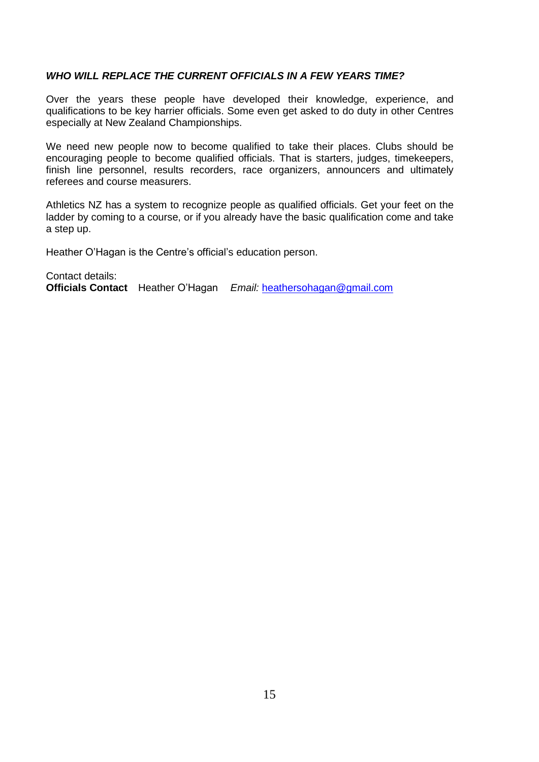***WHO WILL REPLACE THE CURRENT OFFICIALS IN A FEW YEARS TIME?***

Over the years these people have developed their knowledge, experience, and qualifications to be key harrier officials. Some even get asked to do duty in other Centres especially at New Zealand Championships.

We need new people now to become qualified to take their places. Clubs should be encouraging people to become qualified officials. That is starters, judges, timekeepers, finish line personnel, results recorders, race organizers, announcers and ultimately referees and course measurers.

Athletics NZ has a system to recognize people as qualified officials. Get your feet on the ladder by coming to a course, or if you already have the basic qualification come and take a step up.

Heather O'Hagan is the Centre's official's education person.

Contact details:
**Officials Contact** Heather O'Hagan *Email:* heathersohagan@gmail.com